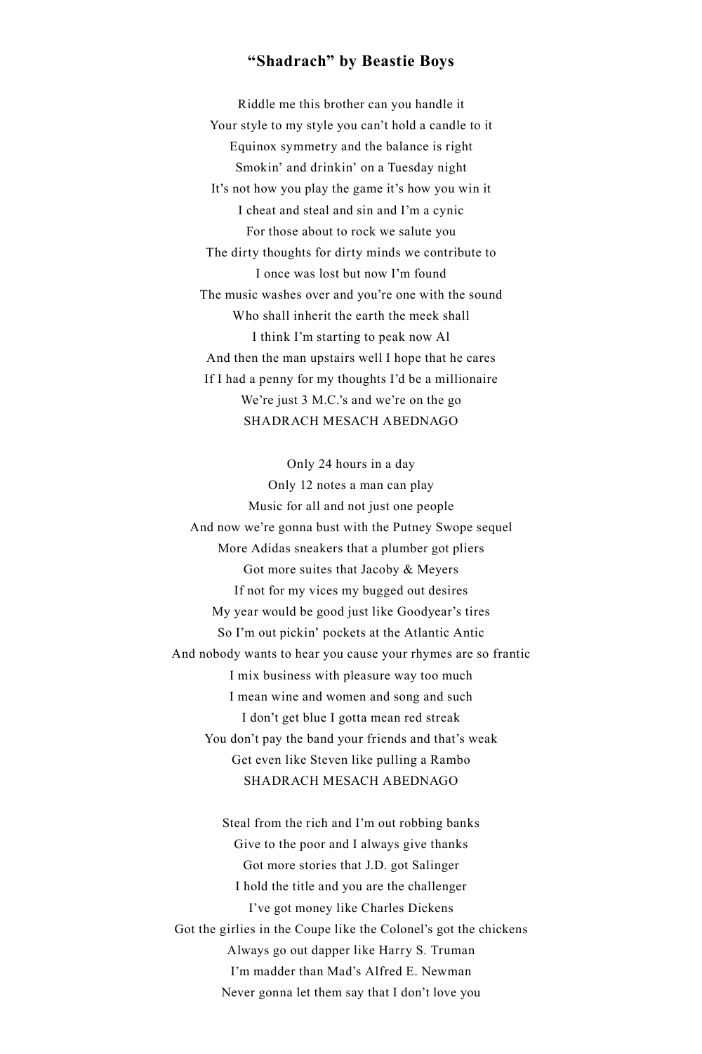## **"Shadrach" by Beastie Boys**

Riddle me this brother can you handle it Your style to my style you can't hold a candle to it Equinox symmetry and the balance is right Smokin' and drinkin' on a Tuesday night It's not how you play the game it's how you win it I cheat and steal and sin and I'm a cynic For those about to rock we salute you The dirty thoughts for dirty minds we contribute to I once was lost but now I'm found The music washes over and you're one with the sound Who shall inherit the earth the meek shall I think I'm starting to peak now Al And then the man upstairs well I hope that he cares If I had a penny for my thoughts I'd be a millionaire We're just 3 M.C.'s and we're on the go SHADRACH MESACH ABEDNAGO

Only 24 hours in a day Only 12 notes a man can play Music for all and not just one people And now we're gonna bust with the Putney Swope sequel More Adidas sneakers that a plumber got pliers Got more suites that Jacoby & Meyers If not for my vices my bugged out desires My year would be good just like Goodyear's tires So I'm out pickin' pockets at the Atlantic Antic And nobody wants to hear you cause your rhymes are so frantic I mix business with pleasure way too much I mean wine and women and song and such I don't get blue I gotta mean red streak You don't pay the band your friends and that's weak Get even like Steven like pulling a Rambo SHADRACH MESACH ABEDNAGO

Steal from the rich and I'm out robbing banks Give to the poor and I always give thanks Got more stories that J.D. got Salinger I hold the title and you are the challenger I've got money like Charles Dickens Got the girlies in the Coupe like the Colonel's got the chickens Always go out dapper like Harry S. Truman I'm madder than Mad's Alfred E. Newman Never gonna let them say that I don't love you